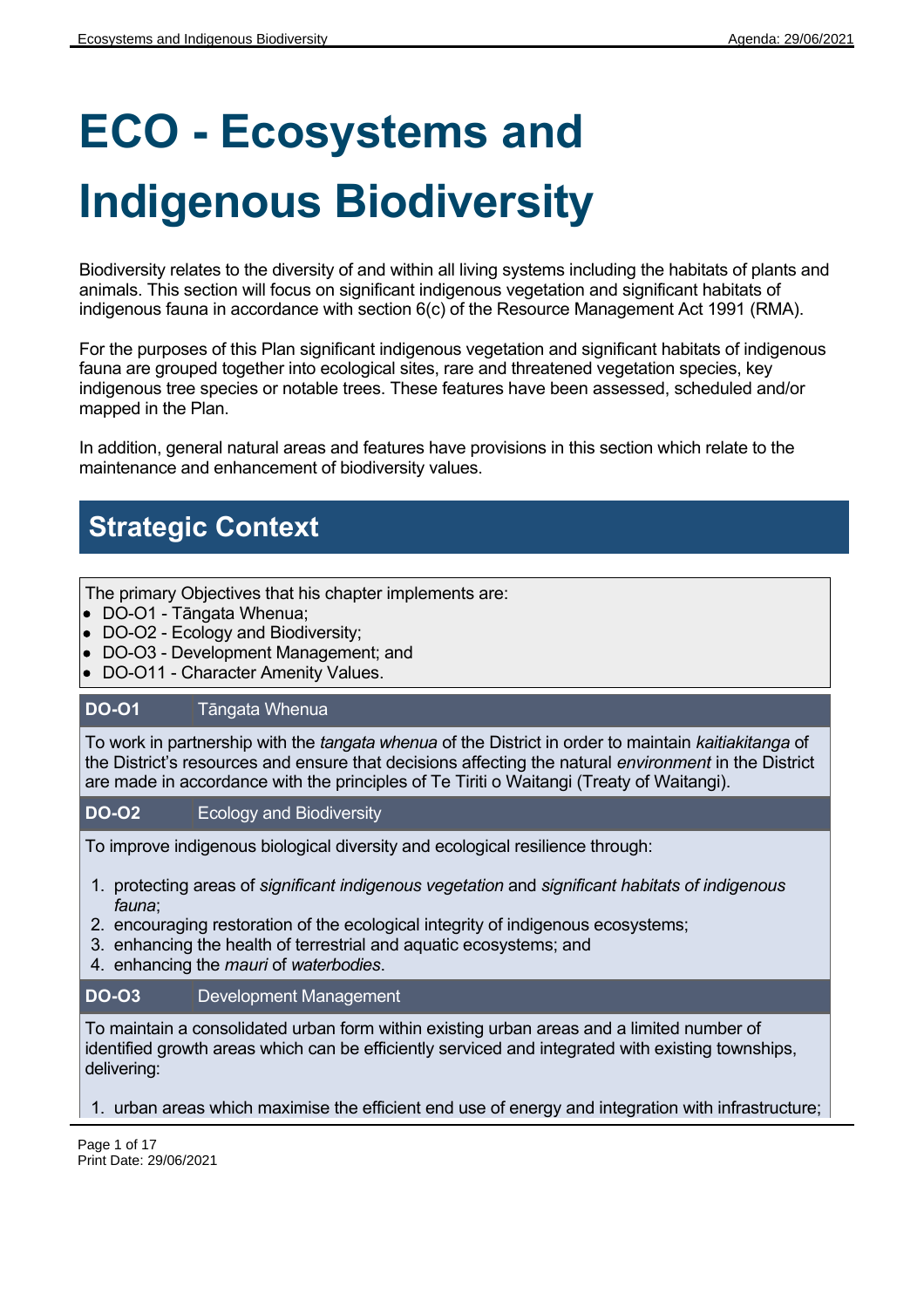# ECO - Ecosystems and Indigenous Biodiversity

Biodiversity relates to the diversity of and within all living systems including the habitats of plants and animals. This section will focus on significant indigenous vegetation and significant habitats of indigenous fauna in accordance with section 6(c) of the Resource Management Act 1991 (RMA).

For the purposes of this Plan significant indigenous vegetation and significant habitats of indigenous fauna are grouped together into ecological sites, rare and threatened vegetation species, key indigenous tree species or notable trees. These features have been assessed, scheduled and/or mapped in the Plan.

In addition, general natural areas and features have provisions in this section which relate to the maintenance and enhancement of biodiversity values.

## Strategic Context

The primary Objectives that his chapter implements are:

- DO-O1 - Tāngata Whenua;
- DO-O2 - Ecology and Biodiversity;
- DO-O3 - Development Management; and
- DO-O11 - Character Amenity Values.

| **DO-O1** | Tāngata Whenua |
|---|---|

To work in partnership with the *tangata whenua* of the District in order to maintain *kaitiakitanga* of the District's resources and ensure that decisions affecting the natural *environment* in the District are made in accordance with the principles of Te Tiriti o Waitangi (Treaty of Waitangi).

| **DO-O2** | Ecology and Biodiversity |
|---|---|

To improve indigenous biological diversity and ecological resilience through:

1. protecting areas of *significant indigenous vegetation* and *significant habitats of indigenous fauna*;
2. encouraging restoration of the ecological integrity of indigenous ecosystems;
3. enhancing the health of terrestrial and aquatic ecosystems; and
4. enhancing the *mauri* of *waterbodies*.

| **DO-O3** | Development Management |
|---|---|

To maintain a consolidated urban form within existing urban areas and a limited number of identified growth areas which can be efficiently serviced and integrated with existing townships, delivering:

1. urban areas which maximise the efficient end use of energy and integration with infrastructure;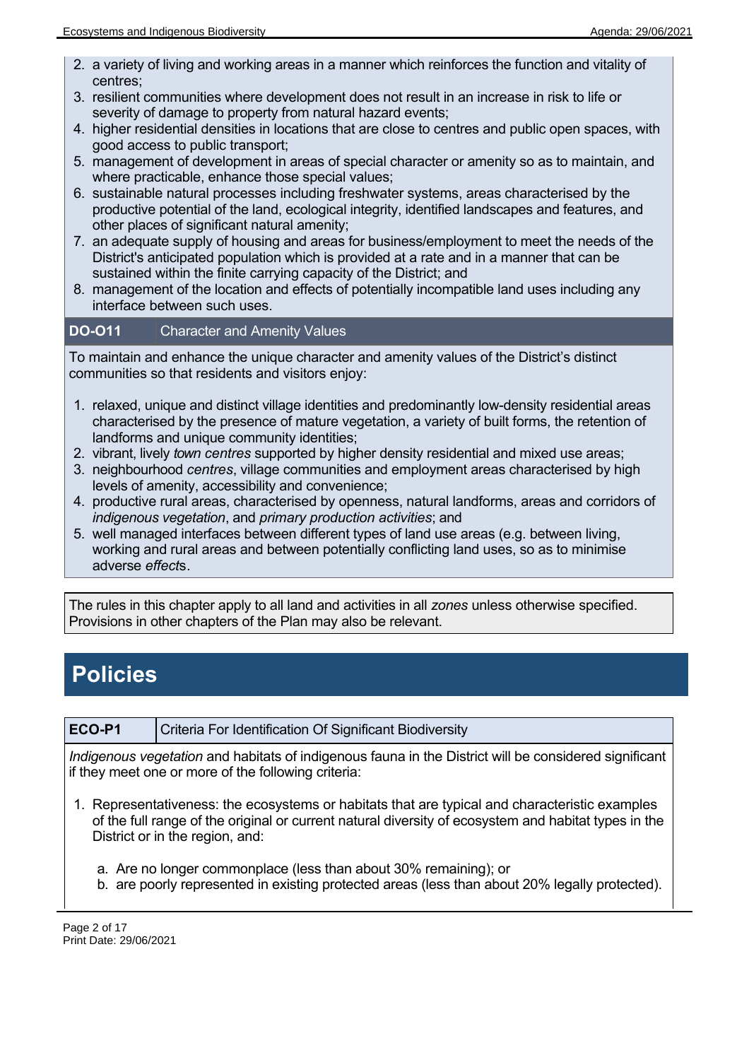2. a variety of living and working areas in a manner which reinforces the function and vitality of centres;
3. resilient communities where development does not result in an increase in risk to life or severity of damage to property from natural hazard events;
4. higher residential densities in locations that are close to centres and public open spaces, with good access to public transport;
5. management of development in areas of special character or amenity so as to maintain, and where practicable, enhance those special values;
6. sustainable natural processes including freshwater systems, areas characterised by the productive potential of the land, ecological integrity, identified landscapes and features, and other places of significant natural amenity;
7. an adequate supply of housing and areas for business/employment to meet the needs of the District's anticipated population which is provided at a rate and in a manner that can be sustained within the finite carrying capacity of the District; and
8. management of the location and effects of potentially incompatible land uses including any interface between such uses.

**DO-O11** Character and Amenity Values

To maintain and enhance the unique character and amenity values of the District's distinct communities so that residents and visitors enjoy:

1. relaxed, unique and distinct village identities and predominantly low-density residential areas characterised by the presence of mature vegetation, a variety of built forms, the retention of landforms and unique community identities;
2. vibrant, lively *town centres* supported by higher density residential and mixed use areas;
3. neighbourhood *centres*, village communities and employment areas characterised by high levels of amenity, accessibility and convenience;
4. productive rural areas, characterised by openness, natural landforms, areas and corridors of *indigenous vegetation*, and *primary production activities*; and
5. well managed interfaces between different types of land use areas (e.g. between living, working and rural areas and between potentially conflicting land uses, so as to minimise adverse *effect*s.

The rules in this chapter apply to all land and activities in all *zones* unless otherwise specified. Provisions in other chapters of the Plan may also be relevant.

# Policies

**ECO-P1** Criteria For Identification Of Significant Biodiversity

*Indigenous vegetation* and habitats of indigenous fauna in the District will be considered significant if they meet one or more of the following criteria:

1. Representativeness: the ecosystems or habitats that are typical and characteristic examples of the full range of the original or current natural diversity of ecosystem and habitat types in the District or in the region, and:
   a. Are no longer commonplace (less than about 30% remaining); or
   b. are poorly represented in existing protected areas (less than about 20% legally protected).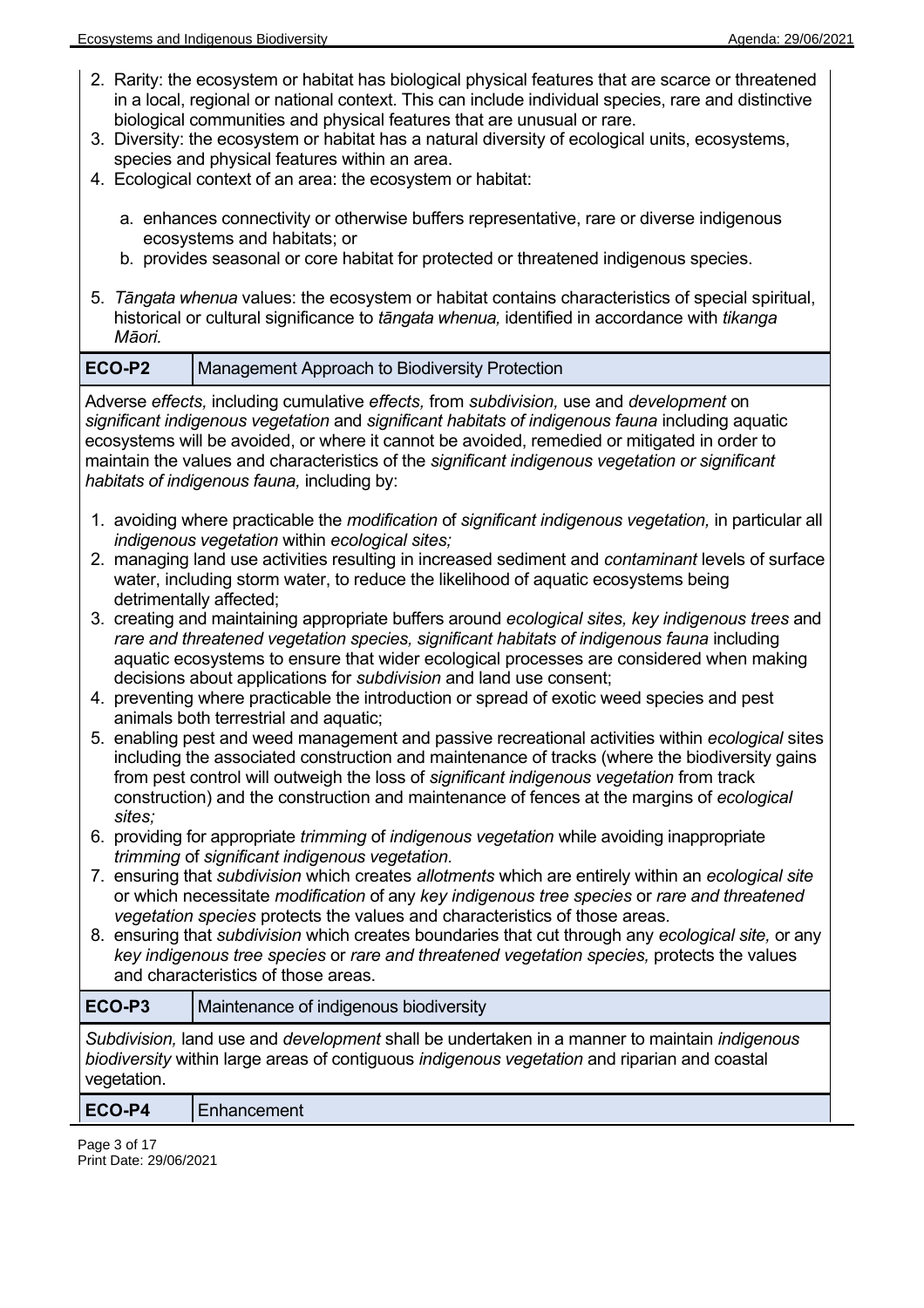2. Rarity: the ecosystem or habitat has biological physical features that are scarce or threatened in a local, regional or national context. This can include individual species, rare and distinctive biological communities and physical features that are unusual or rare.
3. Diversity: the ecosystem or habitat has a natural diversity of ecological units, ecosystems, species and physical features within an area.
4. Ecological context of an area: the ecosystem or habitat:
    a. enhances connectivity or otherwise buffers representative, rare or diverse indigenous ecosystems and habitats; or
    b. provides seasonal or core habitat for protected or threatened indigenous species.
5. *Tāngata whenua* values: the ecosystem or habitat contains characteristics of special spiritual, historical or cultural significance to *tāngata whenua,* identified in accordance with *tikanga Māori.*

| ECO-P2 | Management Approach to Biodiversity Protection |
|---|---|

Adverse *effects,* including cumulative *effects,* from *subdivision,* use and *development* on *significant indigenous vegetation* and *significant habitats of indigenous fauna* including aquatic ecosystems will be avoided, or where it cannot be avoided, remedied or mitigated in order to maintain the values and characteristics of the *significant indigenous vegetation or significant habitats of indigenous fauna,* including by:

1. avoiding where practicable the *modification* of *significant indigenous vegetation,* in particular all *indigenous vegetation* within *ecological sites;*
2. managing land use activities resulting in increased sediment and *contaminant* levels of surface water, including storm water, to reduce the likelihood of aquatic ecosystems being detrimentally affected;
3. creating and maintaining appropriate buffers around *ecological sites, key indigenous trees* and *rare and threatened vegetation species, significant habitats of indigenous fauna* including aquatic ecosystems to ensure that wider ecological processes are considered when making decisions about applications for *subdivision* and land use consent;
4. preventing where practicable the introduction or spread of exotic weed species and pest animals both terrestrial and aquatic;
5. enabling pest and weed management and passive recreational activities within *ecological* sites including the associated construction and maintenance of tracks (where the biodiversity gains from pest control will outweigh the loss of *significant indigenous vegetation* from track construction) and the construction and maintenance of fences at the margins of *ecological sites;*
6. providing for appropriate *trimming* of *indigenous vegetation* while avoiding inappropriate *trimming* of *significant indigenous vegetation.*
7. ensuring that *subdivision* which creates *allotments* which are entirely within an *ecological site* or which necessitate *modification* of any *key indigenous tree species* or *rare and threatened vegetation species* protects the values and characteristics of those areas.
8. ensuring that *subdivision* which creates boundaries that cut through any *ecological site,* or any *key indigenous tree species* or *rare and threatened vegetation species,* protects the values and characteristics of those areas.

| ECO-P3 | Maintenance of indigenous biodiversity |
|---|---|

*Subdivision,* land use and *development* shall be undertaken in a manner to maintain *indigenous biodiversity* within large areas of contiguous *indigenous vegetation* and riparian and coastal vegetation.

| ECO-P4 | Enhancement |
|---|---|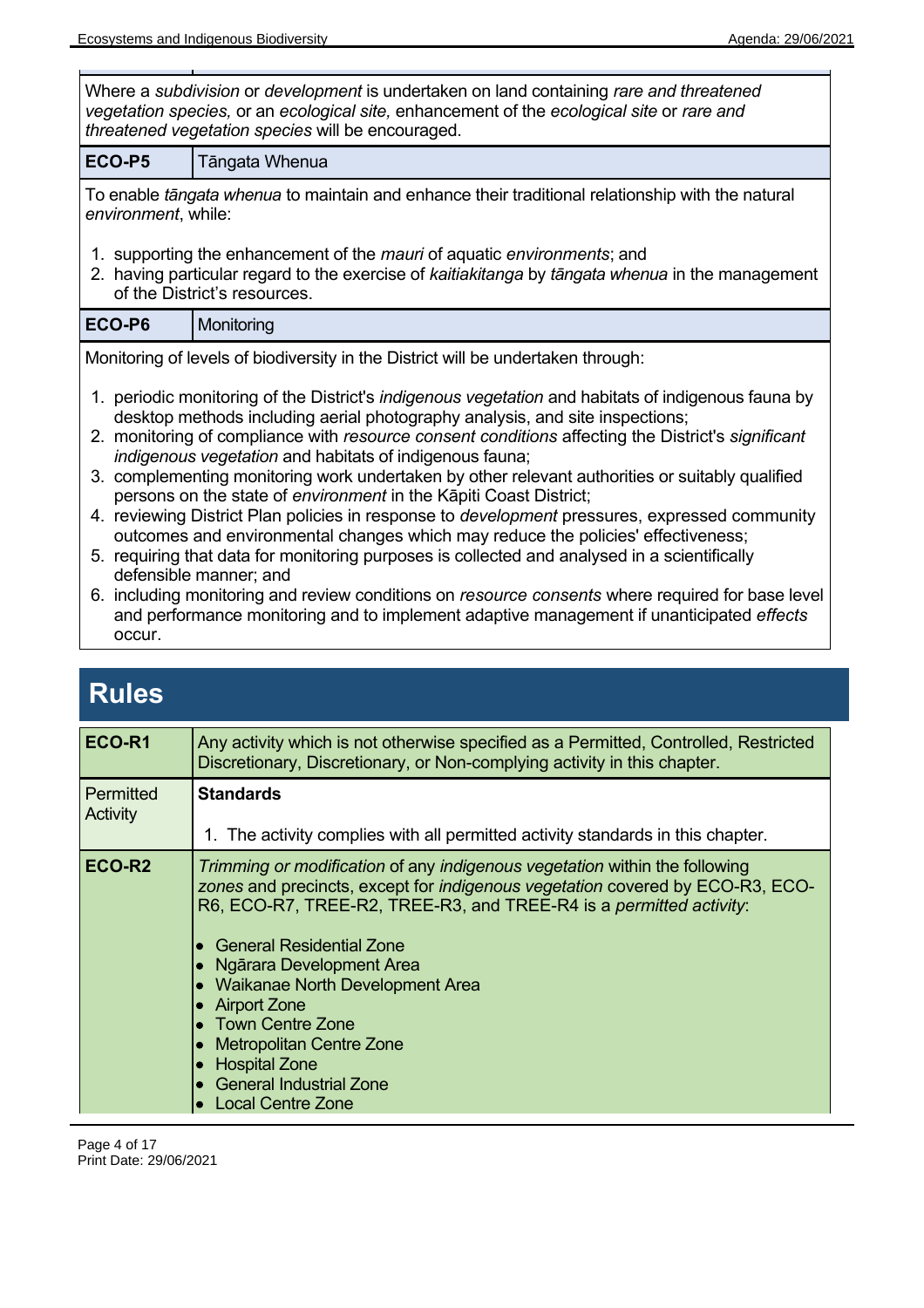Where a *subdivision* or *development* is undertaken on land containing *rare and threatened vegetation species,* or an *ecological site,* enhancement of the *ecological site* or *rare and threatened vegetation species* will be encouraged.

| ECO-P5 | Tāngata Whenua |
|---|---|

To enable *tāngata whenua* to maintain and enhance their traditional relationship with the natural *environment*, while:

1. supporting the enhancement of the *mauri* of aquatic *environments*; and
2. having particular regard to the exercise of *kaitiakitanga* by *tāngata whenua* in the management of the District's resources.

| ECO-P6 | Monitoring |
|---|---|

Monitoring of levels of biodiversity in the District will be undertaken through:

1. periodic monitoring of the District's *indigenous vegetation* and habitats of indigenous fauna by desktop methods including aerial photography analysis, and site inspections;
2. monitoring of compliance with *resource consent conditions* affecting the District's *significant indigenous vegetation* and habitats of indigenous fauna;
3. complementing monitoring work undertaken by other relevant authorities or suitably qualified persons on the state of *environment* in the Kāpiti Coast District;
4. reviewing District Plan policies in response to *development* pressures, expressed community outcomes and environmental changes which may reduce the policies' effectiveness;
5. requiring that data for monitoring purposes is collected and analysed in a scientifically defensible manner; and
6. including monitoring and review conditions on *resource consents* where required for base level and performance monitoring and to implement adaptive management if unanticipated *effects* occur.

# Rules

| ECO-R1 | Any activity which is not otherwise specified as a Permitted, Controlled, Restricted Discretionary, Discretionary, or Non-complying activity in this chapter. |
|---|---|
| Permitted Activity | **Standards**<br><br>1. The activity complies with all permitted activity standards in this chapter. |
| ECO-R2 | *Trimming or modification* of any *indigenous vegetation* within the following *zones* and precincts, except for *indigenous vegetation* covered by ECO-R3, ECO-R6, ECO-R7, TREE-R2, TREE-R3, and TREE-R4 is a *permitted activity*:<br><br>• General Residential Zone<br>• Ngārara Development Area<br>• Waikanae North Development Area<br>• Airport Zone<br>• Town Centre Zone<br>• Metropolitan Centre Zone<br>• Hospital Zone<br>• General Industrial Zone<br>• Local Centre Zone |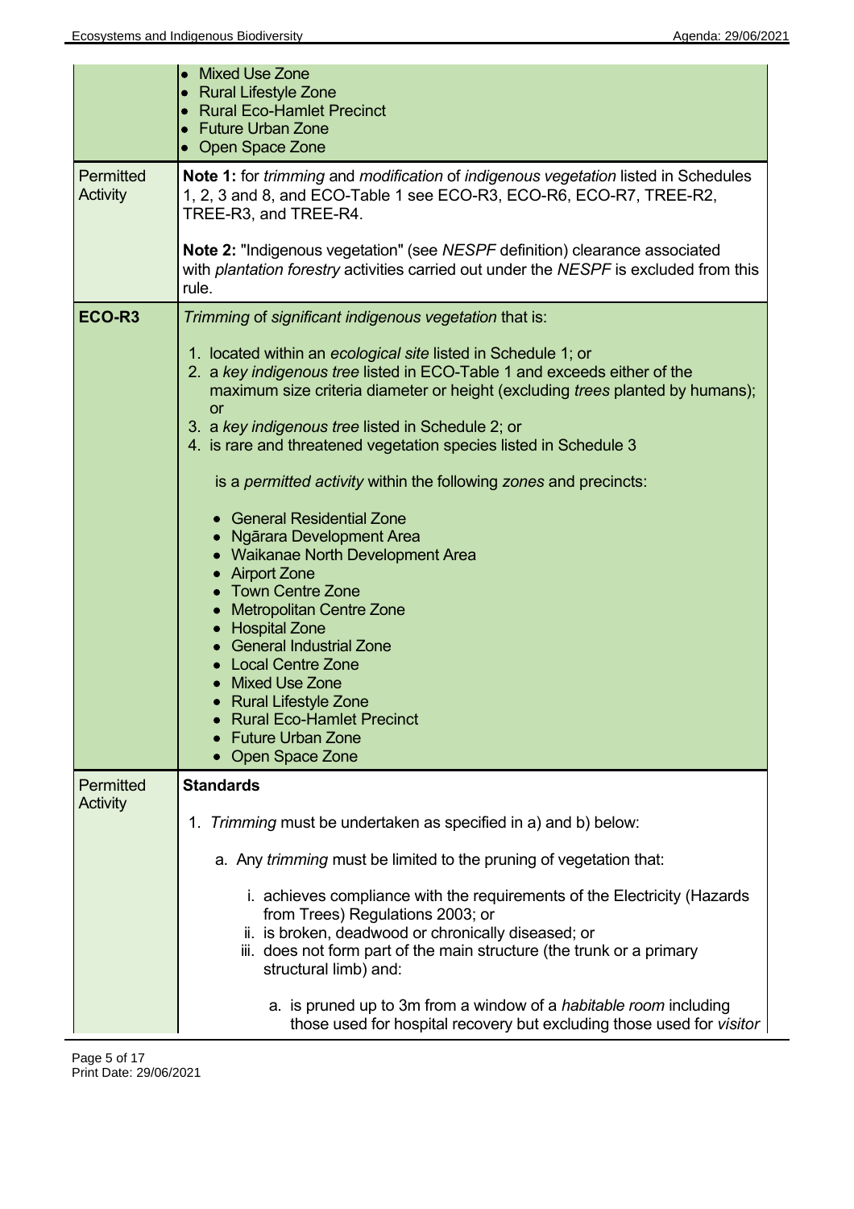| | |
|---|---|
| | • Mixed Use Zone<br>• Rural Lifestyle Zone<br>• Rural Eco-Hamlet Precinct<br>• Future Urban Zone<br>• Open Space Zone |
| Permitted Activity | **Note 1:** for *trimming* and *modification* of *indigenous vegetation* listed in Schedules 1, 2, 3 and 8, and ECO-Table 1 see ECO-R3, ECO-R6, ECO-R7, TREE-R2, TREE-R3, and TREE-R4.<br><br>**Note 2:** "Indigenous vegetation" (see *NESPF* definition) clearance associated with *plantation forestry* activities carried out under the *NESPF* is excluded from this rule. |
| **ECO-R3** | *Trimming* of *significant indigenous vegetation* that is:<br><br>1. located within an *ecological site* listed in Schedule 1; or<br>2. a *key indigenous tree* listed in ECO-Table 1 and exceeds either of the maximum size criteria diameter or height (excluding *trees* planted by humans); or<br>3. a *key indigenous tree* listed in Schedule 2; or<br>4. is rare and threatened vegetation species listed in Schedule 3<br><br>is a *permitted activity* within the following *zones* and precincts:<br><br>• General Residential Zone<br>• Ngārara Development Area<br>• Waikanae North Development Area<br>• Airport Zone<br>• Town Centre Zone<br>• Metropolitan Centre Zone<br>• Hospital Zone<br>• General Industrial Zone<br>• Local Centre Zone<br>• Mixed Use Zone<br>• Rural Lifestyle Zone<br>• Rural Eco-Hamlet Precinct<br>• Future Urban Zone<br>• Open Space Zone |
| Permitted Activity | **Standards**<br><br>1. *Trimming* must be undertaken as specified in a) and b) below:<br><br>a. Any *trimming* must be limited to the pruning of vegetation that:<br><br>i. achieves compliance with the requirements of the Electricity (Hazards from Trees) Regulations 2003; or<br>ii. is broken, deadwood or chronically diseased; or<br>iii. does not form part of the main structure (the trunk or a primary structural limb) and:<br><br>a. is pruned up to 3m from a window of a *habitable room* including those used for hospital recovery but excluding those used for *visitor* |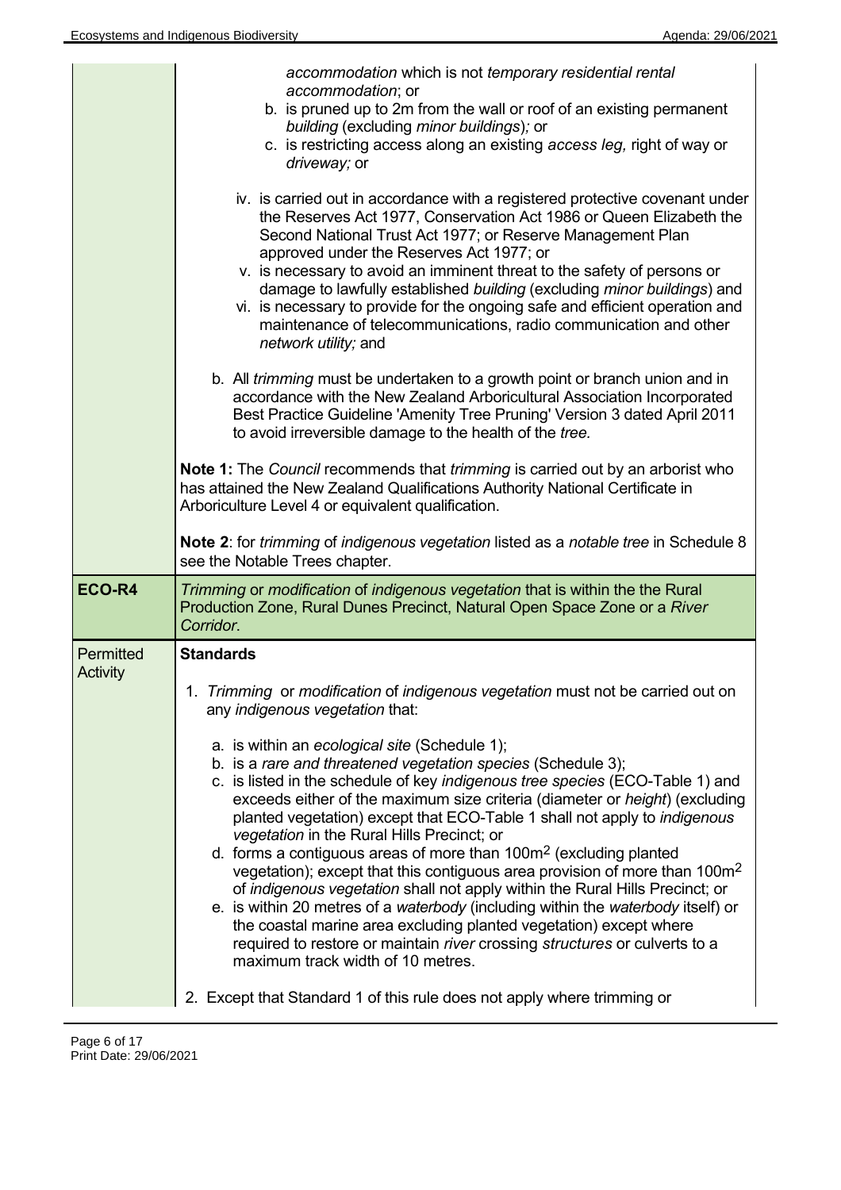|  |  |
|---|---|
|  | *accommodation* which is not *temporary residential rental accommodation*; or<br>b. is pruned up to 2m from the wall or roof of an existing permanent *building* (excluding *minor buildings*)*;* or<br>c. is restricting access along an existing *access leg,* right of way or *driveway;* or<br><br>iv. is carried out in accordance with a registered protective covenant under the Reserves Act 1977, Conservation Act 1986 or Queen Elizabeth the Second National Trust Act 1977; or Reserve Management Plan approved under the Reserves Act 1977; or<br>v. is necessary to avoid an imminent threat to the safety of persons or damage to lawfully established *building* (excluding *minor buildings*) and<br>vi. is necessary to provide for the ongoing safe and efficient operation and maintenance of telecommunications, radio communication and other *network utility;* and<br><br>b. All *trimming* must be undertaken to a growth point or branch union and in accordance with the New Zealand Arboricultural Association Incorporated Best Practice Guideline 'Amenity Tree Pruning' Version 3 dated April 2011 to avoid irreversible damage to the health of the *tree.*<br><br>**Note 1:** The *Council* recommends that *trimming* is carried out by an arborist who has attained the New Zealand Qualifications Authority National Certificate in Arboriculture Level 4 or equivalent qualification.<br><br>**Note 2**: for *trimming* of *indigenous vegetation* listed as a *notable tree* in Schedule 8 see the Notable Trees chapter. |
| **ECO-R4** | *Trimming* or *modification* of *indigenous vegetation* that is within the the Rural Production Zone, Rural Dunes Precinct, Natural Open Space Zone or a *River Corridor*. |
| Permitted Activity | **Standards**<br><br>1. *Trimming* or *modification* of *indigenous vegetation* must not be carried out on any *indigenous vegetation* that:<br><br>a. is within an *ecological site* (Schedule 1);<br>b. is a *rare and threatened vegetation species* (Schedule 3);<br>c. is listed in the schedule of key *indigenous tree species* (ECO-Table 1) and exceeds either of the maximum size criteria (diameter or *height*) (excluding planted vegetation) except that ECO-Table 1 shall not apply to *indigenous vegetation* in the Rural Hills Precinct; or<br>d. forms a contiguous areas of more than 100m$^2$ (excluding planted vegetation); except that this contiguous area provision of more than 100m$^2$ of *indigenous vegetation* shall not apply within the Rural Hills Precinct; or<br>e. is within 20 metres of a *waterbody* (including within the *waterbody* itself) or the coastal marine area excluding planted vegetation) except where required to restore or maintain *river* crossing *structures* or culverts to a maximum track width of 10 metres.<br><br>2. Except that Standard 1 of this rule does not apply where trimming or |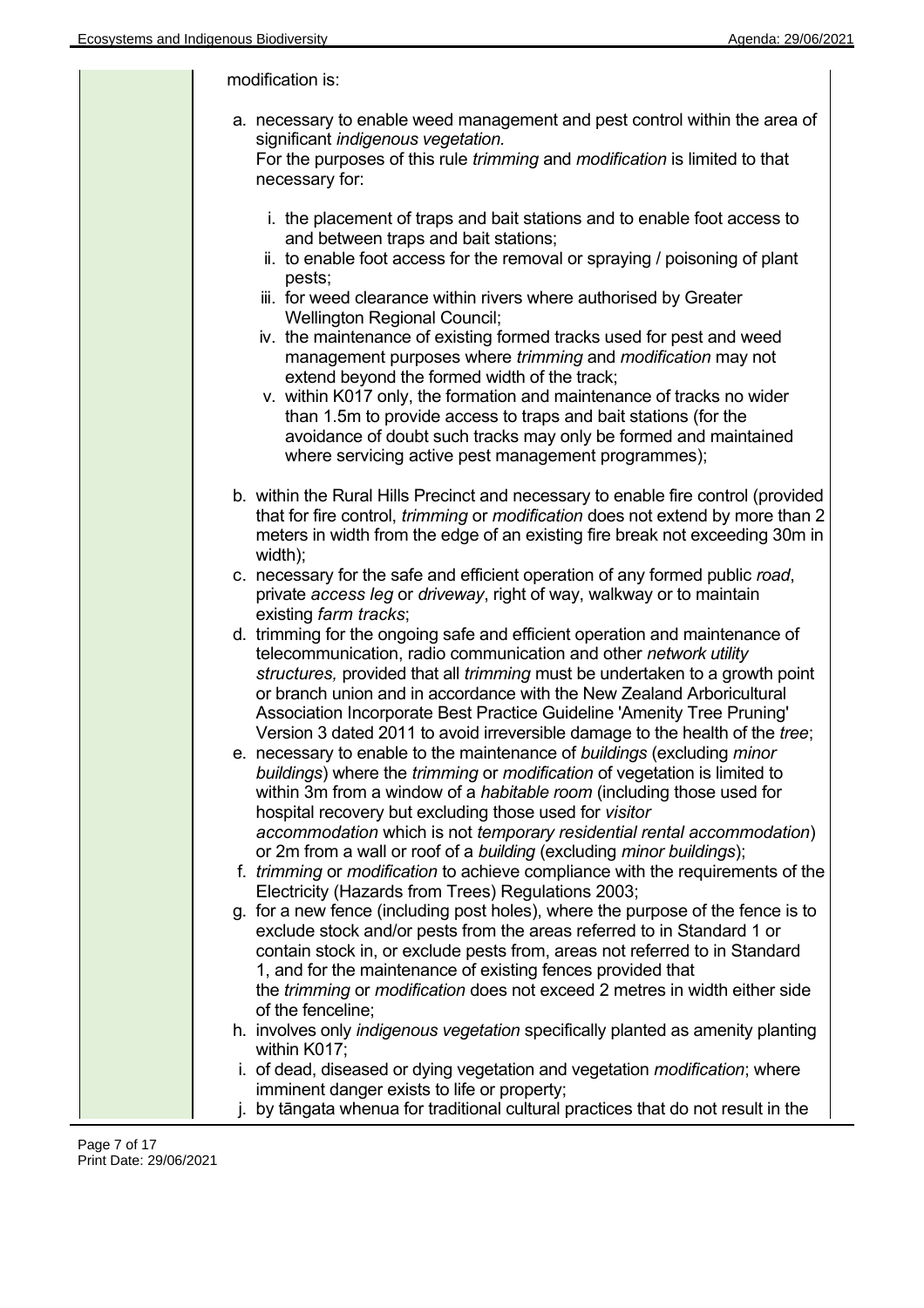modification is:

a. necessary to enable weed management and pest control within the area of significant *indigenous vegetation.*
   For the purposes of this rule *trimming* and *modification* is limited to that necessary for:

   i. the placement of traps and bait stations and to enable foot access to and between traps and bait stations;
   ii. to enable foot access for the removal or spraying / poisoning of plant pests;
   iii. for weed clearance within rivers where authorised by Greater Wellington Regional Council;
   iv. the maintenance of existing formed tracks used for pest and weed management purposes where *trimming* and *modification* may not extend beyond the formed width of the track;
   v. within K017 only, the formation and maintenance of tracks no wider than 1.5m to provide access to traps and bait stations (for the avoidance of doubt such tracks may only be formed and maintained where servicing active pest management programmes);

b. within the Rural Hills Precinct and necessary to enable fire control (provided that for fire control, *trimming* or *modification* does not extend by more than 2 meters in width from the edge of an existing fire break not exceeding 30m in width);
c. necessary for the safe and efficient operation of any formed public *road*, private *access leg* or *driveway*, right of way, walkway or to maintain existing *farm tracks*;
d. trimming for the ongoing safe and efficient operation and maintenance of telecommunication, radio communication and other *network utility structures,* provided that all *trimming* must be undertaken to a growth point or branch union and in accordance with the New Zealand Arboricultural Association Incorporate Best Practice Guideline 'Amenity Tree Pruning' Version 3 dated 2011 to avoid irreversible damage to the health of the *tree*;
e. necessary to enable to the maintenance of *buildings* (excluding *minor buildings*) where the *trimming* or *modification* of vegetation is limited to within 3m from a window of a *habitable room* (including those used for hospital recovery but excluding those used for *visitor accommodation* which is not *temporary residential rental accommodation*) or 2m from a wall or roof of a *building* (excluding *minor buildings*);
f. *trimming* or *modification* to achieve compliance with the requirements of the Electricity (Hazards from Trees) Regulations 2003;
g. for a new fence (including post holes), where the purpose of the fence is to exclude stock and/or pests from the areas referred to in Standard 1 or contain stock in, or exclude pests from, areas not referred to in Standard 1, and for the maintenance of existing fences provided that the *trimming* or *modification* does not exceed 2 metres in width either side of the fenceline;
h. involves only *indigenous vegetation* specifically planted as amenity planting within K017;
i. of dead, diseased or dying vegetation and vegetation *modification*; where imminent danger exists to life or property;
j. by tāngata whenua for traditional cultural practices that do not result in the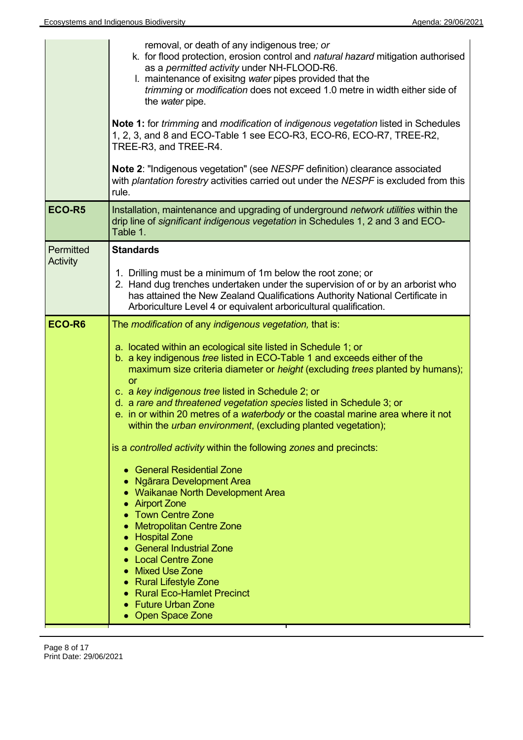| | |
|---|---|
| | removal, or death of any indigenous tree*; or*<br>k. for flood protection, erosion control and *natural hazard* mitigation authorised as a *permitted activity* under NH-FLOOD-R6.<br>l. maintenance of exisitng *water* pipes provided that the *trimming* or *modification* does not exceed 1.0 metre in width either side of the *water* pipe.<br><br>**Note 1:** for *trimming* and *modification* of *indigenous vegetation* listed in Schedules 1, 2, 3, and 8 and ECO-Table 1 see ECO-R3, ECO-R6, ECO-R7, TREE-R2, TREE-R3, and TREE-R4.<br><br>**Note 2**: "Indigenous vegetation" (see *NESPF* definition) clearance associated with *plantation forestry* activities carried out under the *NESPF* is excluded from this rule. |
| **ECO-R5** | Installation, maintenance and upgrading of underground *network utilities* within the drip line of *significant indigenous vegetation* in Schedules 1, 2 and 3 and ECO-Table 1. |
| Permitted Activity | **Standards**<br><br>1. Drilling must be a minimum of 1m below the root zone; or<br>2. Hand dug trenches undertaken under the supervision of or by an arborist who has attained the New Zealand Qualifications Authority National Certificate in Arboriculture Level 4 or equivalent arboricultural qualification. |
| **ECO-R6** | The *modification* of any *indigenous vegetation,* that is:<br><br>a. located within an ecological site listed in Schedule 1; or<br>b. a key indigenous *tree* listed in ECO-Table 1 and exceeds either of the maximum size criteria diameter or *height* (excluding *trees* planted by humans); or<br>c. a *key indigenous tree* listed in Schedule 2; or<br>d. a *rare and threatened vegetation species* listed in Schedule 3; or<br>e. in or within 20 metres of a *waterbody* or the coastal marine area where it not within the *urban environment*, (excluding planted vegetation);<br><br>is a *controlled activity* within the following *zones* and precincts:<br><br>• General Residential Zone<br>• Ngārara Development Area<br>• Waikanae North Development Area<br>• Airport Zone<br>• Town Centre Zone<br>• Metropolitan Centre Zone<br>• Hospital Zone<br>• General Industrial Zone<br>• Local Centre Zone<br>• Mixed Use Zone<br>• Rural Lifestyle Zone<br>• Rural Eco-Hamlet Precinct<br>• Future Urban Zone<br>• Open Space Zone |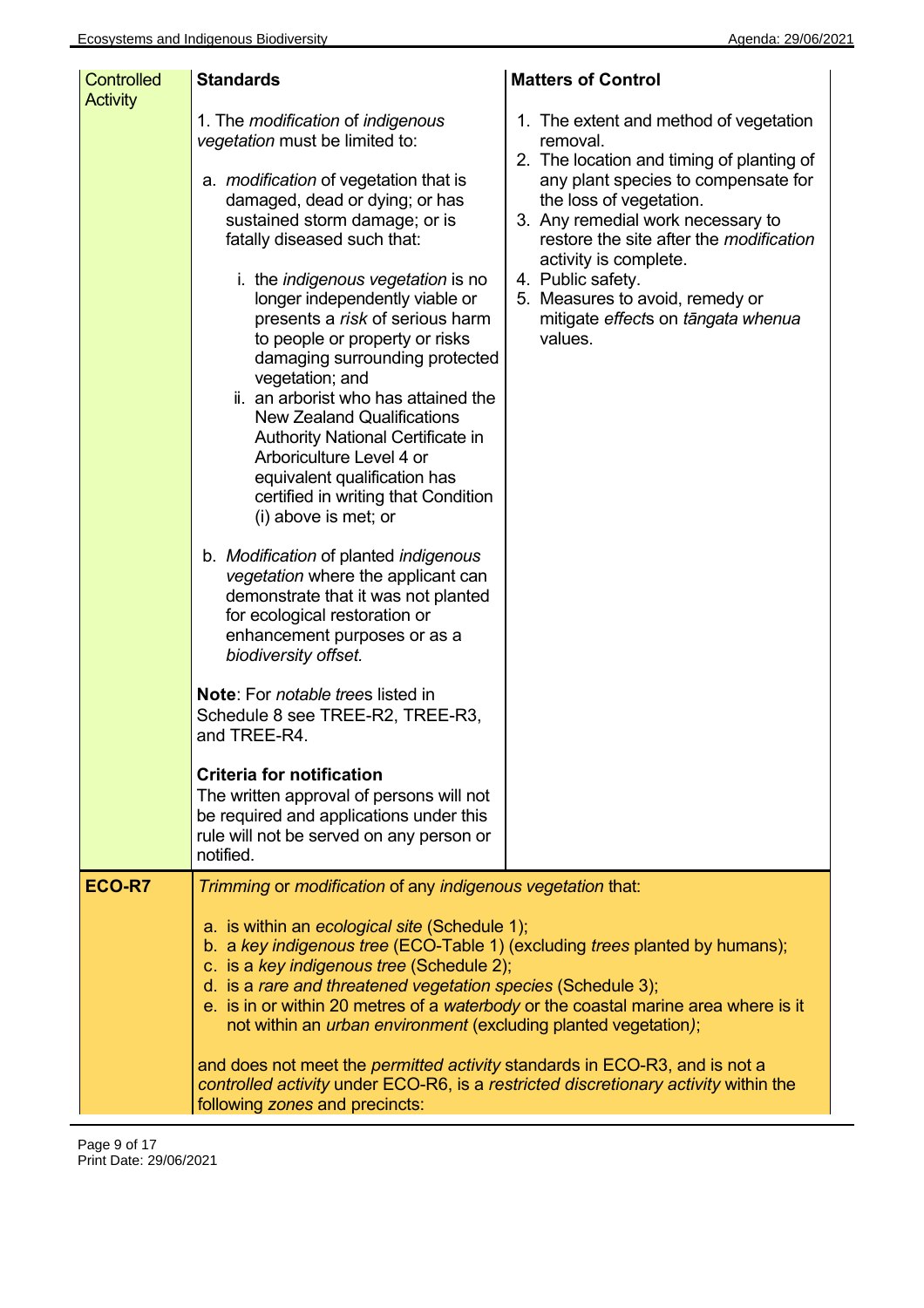| Controlled Activity | **Standards** | **Matters of Control** |
|---|---|---|
| | 1. The *modification* of *indigenous vegetation* must be limited to:<br><br>a. *modification* of vegetation that is damaged, dead or dying; or has sustained storm damage; or is fatally diseased such that:<br><br>i. the *indigenous vegetation* is no longer independently viable or presents a *risk* of serious harm to people or property or risks damaging surrounding protected vegetation; and<br>ii. an arborist who has attained the New Zealand Qualifications Authority National Certificate in Arboriculture Level 4 or equivalent qualification has certified in writing that Condition (i) above is met; or<br><br>b. *Modification* of planted *indigenous vegetation* where the applicant can demonstrate that it was not planted for ecological restoration or enhancement purposes or as a *biodiversity offset*.<br><br>**Note**: For *notable trees* listed in Schedule 8 see TREE-R2, TREE-R3, and TREE-R4.<br><br>**Criteria for notification**<br>The written approval of persons will not be required and applications under this rule will not be served on any person or notified. | 1. The extent and method of vegetation removal.<br>2. The location and timing of planting of any plant species to compensate for the loss of vegetation.<br>3. Any remedial work necessary to restore the site after the *modification* activity is complete.<br>4. Public safety.<br>5. Measures to avoid, remedy or mitigate *effects* on *tāngata whenua* values. |
| **ECO-R7** | *Trimming* or *modification* of any *indigenous vegetation* that:<br><br>a. is within an *ecological site* (Schedule 1);<br>b. a *key indigenous tree* (ECO-Table 1) (excluding *trees* planted by humans);<br>c. is a *key indigenous tree* (Schedule 2);<br>d. is a *rare and threatened vegetation species* (Schedule 3);<br>e. is in or within 20 metres of a *waterbody* or the coastal marine area where is it not within an *urban environment* (excluding planted vegetation*)*;<br><br>and does not meet the *permitted activity* standards in ECO-R3, and is not a *controlled activity* under ECO-R6, is a *restricted discretionary activity* within the following *zones* and precincts: | |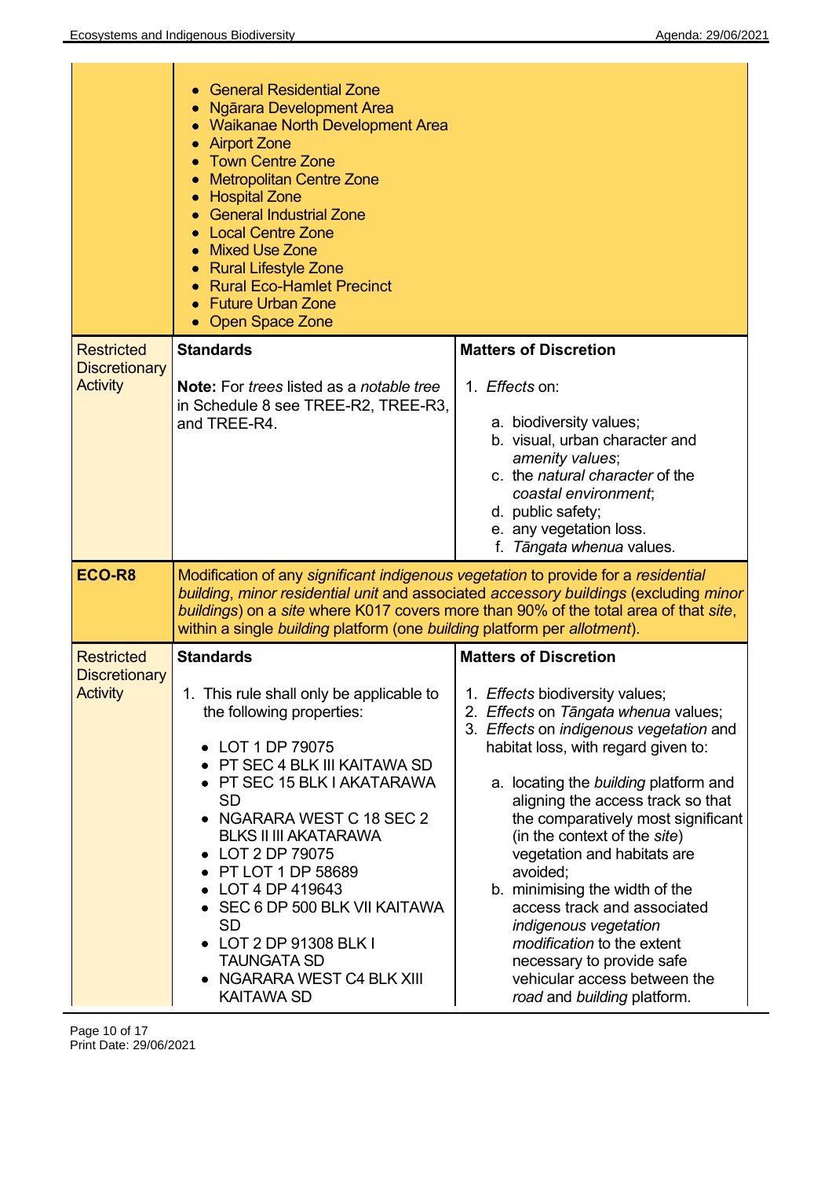| | | |
|---|---|---|
| | • General Residential Zone<br>• Ngārara Development Area<br>• Waikanae North Development Area<br>• Airport Zone<br>• Town Centre Zone<br>• Metropolitan Centre Zone<br>• Hospital Zone<br>• General Industrial Zone<br>• Local Centre Zone<br>• Mixed Use Zone<br>• Rural Lifestyle Zone<br>• Rural Eco-Hamlet Precinct<br>• Future Urban Zone<br>• Open Space Zone | |
| Restricted Discretionary Activity | **Standards**<br><br>**Note:** For *trees* listed as a *notable tree* in Schedule 8 see TREE-R2, TREE-R3, and TREE-R4. | **Matters of Discretion**<br><br>1. *Effects* on:<br><br>a. biodiversity values;<br>b. visual, urban character and *amenity values*;<br>c. the *natural character* of the *coastal environment*;<br>d. public safety;<br>e. any vegetation loss.<br>f. *Tāngata whenua* values. |
| **ECO-R8** | Modification of any *significant indigenous vegetation* to provide for a *residential building*, *minor residential unit* and associated *accessory buildings* (excluding *minor buildings*) on a *site* where K017 covers more than 90% of the total area of that *site*, within a single *building* platform (one *building* platform per *allotment*). | |
| Restricted Discretionary Activity | **Standards**<br><br>1. This rule shall only be applicable to the following properties:<br><br>• LOT 1 DP 79075<br>• PT SEC 4 BLK III KAITAWA SD<br>• PT SEC 15 BLK I AKATARAWA SD<br>• NGARARA WEST C 18 SEC 2 BLKS II III AKATARAWA<br>• LOT 2 DP 79075<br>• PT LOT 1 DP 58689<br>• LOT 4 DP 419643<br>• SEC 6 DP 500 BLK VII KAITAWA SD<br>• LOT 2 DP 91308 BLK I TAUNGATA SD<br>• NGARARA WEST C4 BLK XIII KAITAWA SD | **Matters of Discretion**<br><br>1. *Effects* biodiversity values;<br>2. *Effects* on *Tāngata whenua* values;<br>3. *Effects* on *indigenous vegetation* and habitat loss, with regard given to:<br><br>a. locating the *building* platform and aligning the access track so that the comparatively most significant (in the context of the *site*) vegetation and habitats are avoided;<br>b. minimising the width of the access track and associated *indigenous vegetation modification* to the extent necessary to provide safe vehicular access between the *road* and *building* platform. |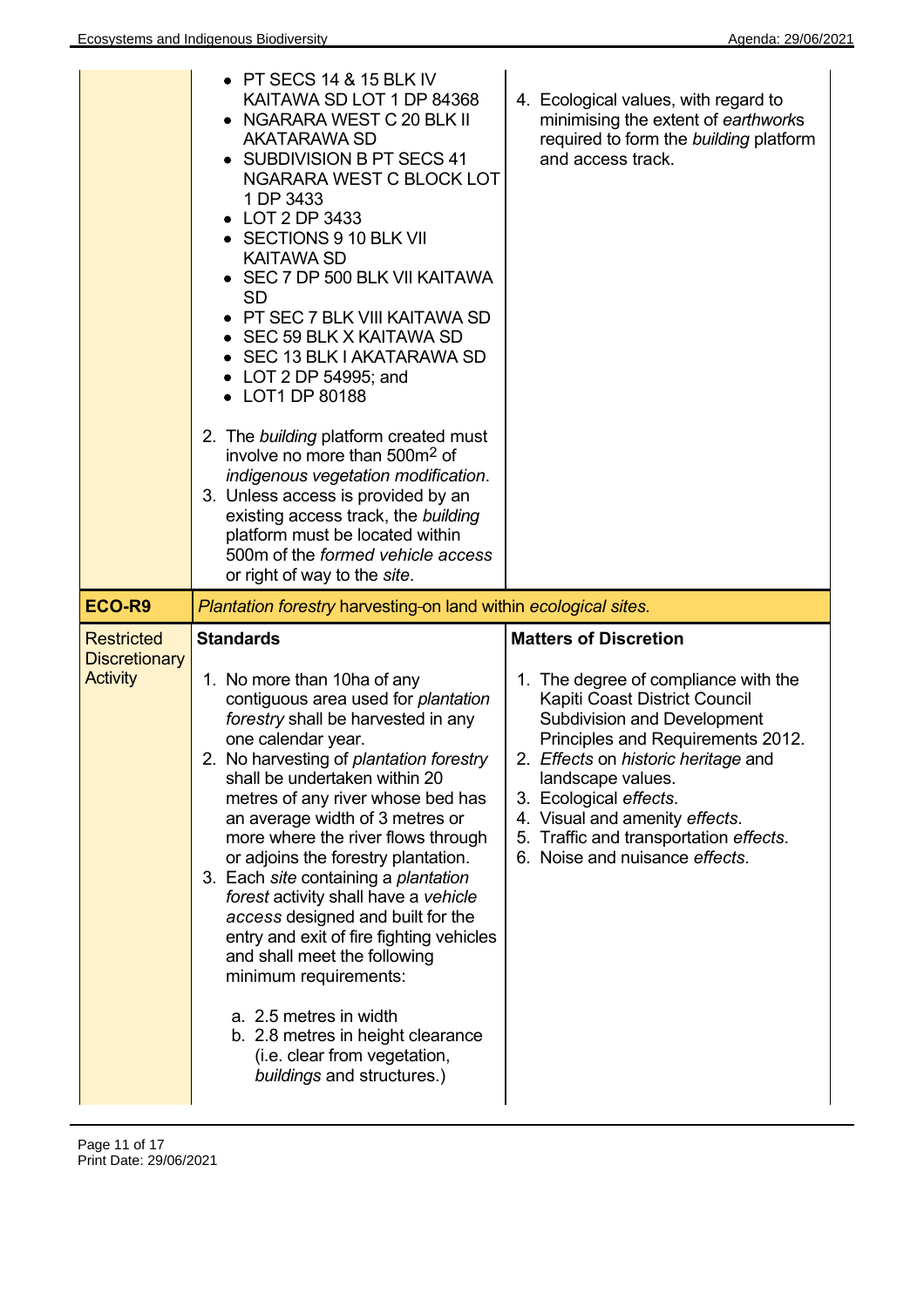| | | |
|---|---|---|
| | • PT SECS 14 & 15 BLK IV KAITAWA SD LOT 1 DP 84368<br>• NGARARA WEST C 20 BLK II AKATARAWA SD<br>• SUBDIVISION B PT SECS 41 NGARARA WEST C BLOCK LOT 1 DP 3433<br>• LOT 2 DP 3433<br>• SECTIONS 9 10 BLK VII KAITAWA SD<br>• SEC 7 DP 500 BLK VII KAITAWA SD<br>• PT SEC 7 BLK VIII KAITAWA SD<br>• SEC 59 BLK X KAITAWA SD<br>• SEC 13 BLK I AKATARAWA SD<br>• LOT 2 DP 54995; and<br>• LOT1 DP 80188<br><br>2. The *building* platform created must involve no more than 500m$^2$ of *indigenous vegetation modification*.<br>3. Unless access is provided by an existing access track, the *building* platform must be located within 500m of the *formed vehicle access* or right of way to the *site*. | 4. Ecological values, with regard to minimising the extent of *earthwork*s required to form the *building* platform and access track. |
| **ECO-R9** | *Plantation forestry* harvesting-on land within *ecological sites.* | |
| Restricted Discretionary Activity | **Standards**<br><br>1. No more than 10ha of any contiguous area used for *plantation forestry* shall be harvested in any one calendar year.<br>2. No harvesting of *plantation forestry* shall be undertaken within 20 metres of any river whose bed has an average width of 3 metres or more where the river flows through or adjoins the forestry plantation.<br>3. Each *site* containing a *plantation forest* activity shall have a *vehicle access* designed and built for the entry and exit of fire fighting vehicles and shall meet the following minimum requirements:<br><br>a. 2.5 metres in width<br>b. 2.8 metres in height clearance (i.e. clear from vegetation, *buildings* and structures.) | **Matters of Discretion**<br><br>1. The degree of compliance with the Kapiti Coast District Council Subdivision and Development Principles and Requirements 2012.<br>2. *Effects* on *historic heritage* and landscape values.<br>3. Ecological *effects*.<br>4. Visual and amenity *effects*.<br>5. Traffic and transportation *effects*.<br>6. Noise and nuisance *effects*. |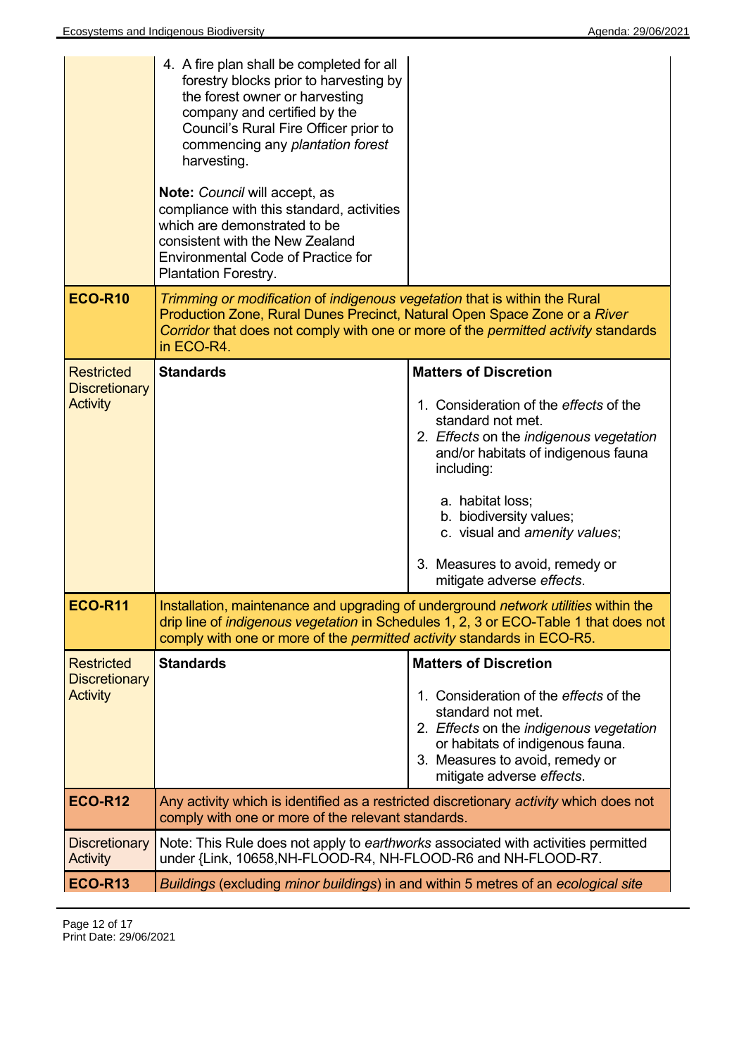| | | |
|---|---|---|
| | 4. A fire plan shall be completed for all forestry blocks prior to harvesting by the forest owner or harvesting company and certified by the Council's Rural Fire Officer prior to commencing any *plantation forest* harvesting.<br><br>**Note:** *Council* will accept, as compliance with this standard, activities which are demonstrated to be consistent with the New Zealand Environmental Code of Practice for Plantation Forestry. | |
| **ECO-R10** | *Trimming or modification* of *indigenous vegetation* that is within the Rural Production Zone, Rural Dunes Precinct, Natural Open Space Zone or a *River Corridor* that does not comply with one or more of the *permitted activity* standards in ECO-R4. | |
| Restricted Discretionary Activity | **Standards** | **Matters of Discretion**<br><br>1. Consideration of the *effects* of the standard not met.<br>2. *Effects* on the *indigenous vegetation* and/or habitats of indigenous fauna including:<br><br>a. habitat loss;<br>b. biodiversity values;<br>c. visual and *amenity values*;<br><br>3. Measures to avoid, remedy or mitigate adverse *effects*. |
| **ECO-R11** | Installation, maintenance and upgrading of underground *network utilities* within the drip line of *indigenous vegetation* in Schedules 1, 2, 3 or ECO-Table 1 that does not comply with one or more of the *permitted activity* standards in ECO-R5. | |
| Restricted Discretionary Activity | **Standards** | **Matters of Discretion**<br><br>1. Consideration of the *effects* of the standard not met.<br>2. *Effects* on the *indigenous vegetation* or habitats of indigenous fauna.<br>3. Measures to avoid, remedy or mitigate adverse *effects*. |
| **ECO-R12** | Any activity which is identified as a restricted discretionary *activity* which does not comply with one or more of the relevant standards. | |
| Discretionary Activity | Note: This Rule does not apply to *earthworks* associated with activities permitted under {Link, 10658,NH-FLOOD-R4, NH-FLOOD-R6 and NH-FLOOD-R7. | |
| **ECO-R13** | *Buildings* (excluding *minor buildings*) in and within 5 metres of an *ecological site* | |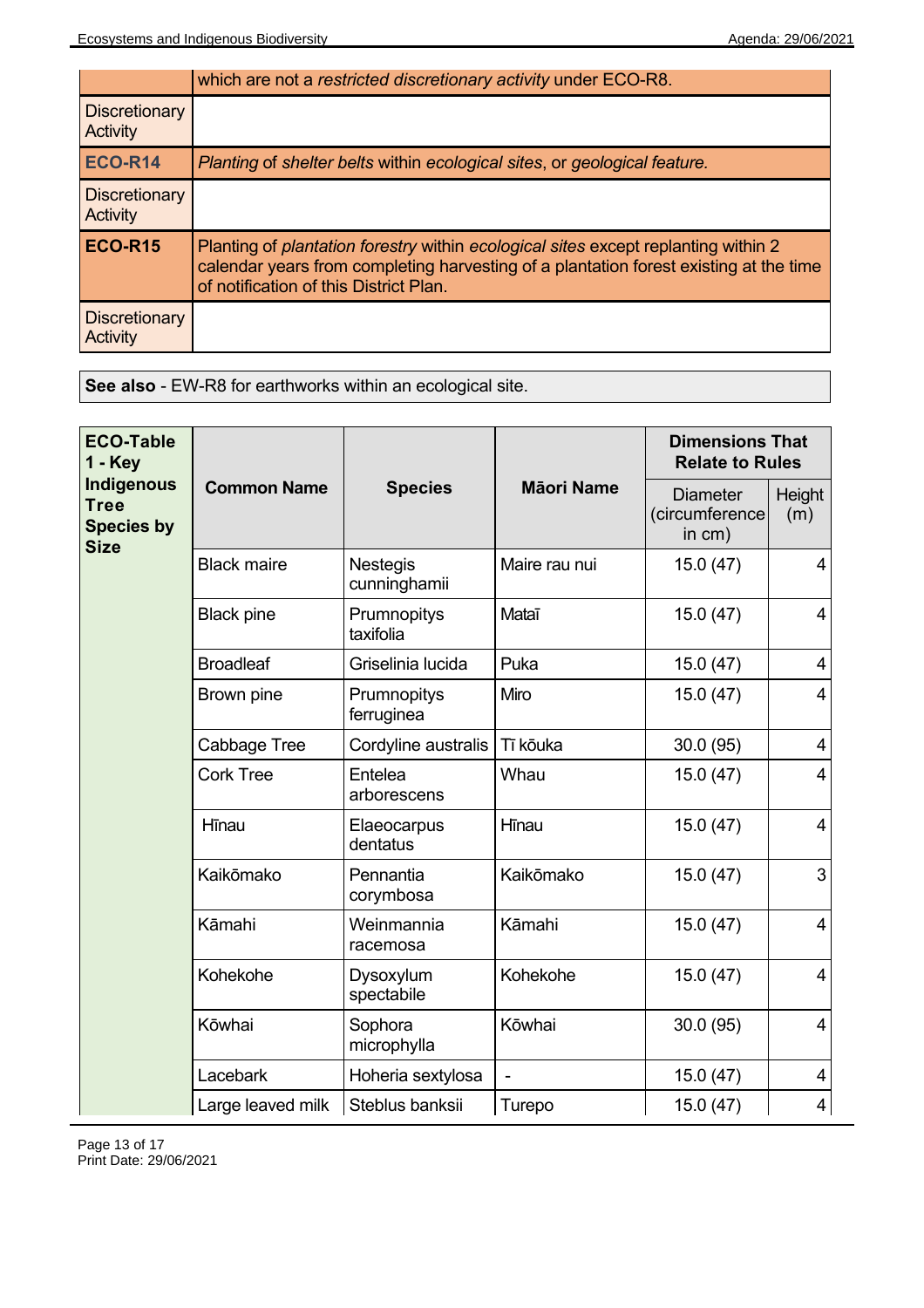| | |
|---|---|
| | which are not a *restricted discretionary activity* under ECO-R8. |
| Discretionary Activity | |
| **ECO-R14** | *Planting* of *shelter belts* within *ecological sites*, or *geological feature.* |
| Discretionary Activity | |
| **ECO-R15** | Planting of *plantation forestry* within *ecological sites* except replanting within 2 calendar years from completing harvesting of a plantation forest existing at the time of notification of this District Plan. |
| Discretionary Activity | |

**See also** - EW-R8 for earthworks within an ecological site.

| ECO-Table 1 - Key Indigenous Tree Species by Size | Common Name | Species | Māori Name | Dimensions That Relate to Rules | |
|---|---|---|---|---|---|
| | | | | Diameter (circumference in cm) | Height (m) |
| | Black maire | Nestegis cunninghamii | Maire rau nui | 15.0 (47) | 4 |
| | Black pine | Prumnopitys taxifolia | Mataī | 15.0 (47) | 4 |
| | Broadleaf | Griselinia lucida | Puka | 15.0 (47) | 4 |
| | Brown pine | Prumnopitys ferruginea | Miro | 15.0 (47) | 4 |
| | Cabbage Tree | Cordyline australis | Tī kōuka | 30.0 (95) | 4 |
| | Cork Tree | Entelea arborescens | Whau | 15.0 (47) | 4 |
| | Hīnau | Elaeocarpus dentatus | Hīnau | 15.0 (47) | 4 |
| | Kaikōmako | Pennantia corymbosa | Kaikōmako | 15.0 (47) | 3 |
| | Kāmahi | Weinmannia racemosa | Kāmahi | 15.0 (47) | 4 |
| | Kohekohe | Dysoxylum spectabile | Kohekohe | 15.0 (47) | 4 |
| | Kōwhai | Sophora microphylla | Kōwhai | 30.0 (95) | 4 |
| | Lacebark | Hoheria sextylosa | - | 15.0 (47) | 4 |
| | Large leaved milk | Steblus banksii | Turepo | 15.0 (47) | 4 |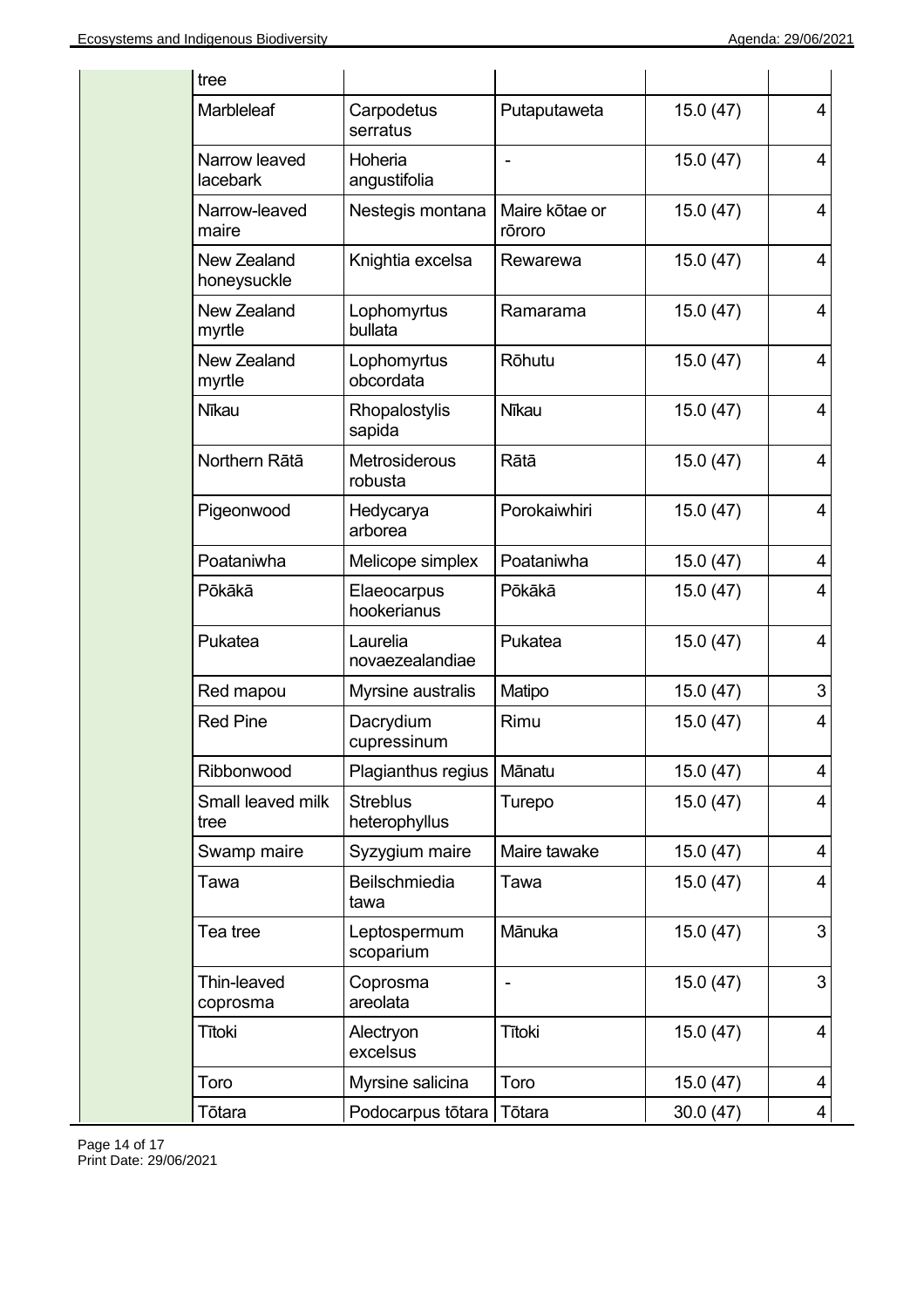| | | | | | |
|---|---|---|---|---|---|
| | tree | | | | |
| | Marbleleaf | Carpodetus serratus | Putaputaweta | 15.0 (47) | 4 |
| | Narrow leaved lacebark | Hoheria angustifolia | - | 15.0 (47) | 4 |
| | Narrow-leaved maire | Nestegis montana | Maire kōtae or rōroro | 15.0 (47) | 4 |
| | New Zealand honeysuckle | Knightia excelsa | Rewarewa | 15.0 (47) | 4 |
| | New Zealand myrtle | Lophomyrtus bullata | Ramarama | 15.0 (47) | 4 |
| | New Zealand myrtle | Lophomyrtus obcordata | Rōhutu | 15.0 (47) | 4 |
| | Nīkau | Rhopalostylis sapida | Nīkau | 15.0 (47) | 4 |
| | Northern Rātā | Metrosiderous robusta | Rātā | 15.0 (47) | 4 |
| | Pigeonwood | Hedycarya arborea | Porokaiwhiri | 15.0 (47) | 4 |
| | Poataniwha | Melicope simplex | Poataniwha | 15.0 (47) | 4 |
| | Pōkākā | Elaeocarpus hookerianus | Pōkākā | 15.0 (47) | 4 |
| | Pukatea | Laurelia novaezealandiae | Pukatea | 15.0 (47) | 4 |
| | Red mapou | Myrsine australis | Matipo | 15.0 (47) | 3 |
| | Red Pine | Dacrydium cupressinum | Rimu | 15.0 (47) | 4 |
| | Ribbonwood | Plagianthus regius | Mānatu | 15.0 (47) | 4 |
| | Small leaved milk tree | Streblus heterophyllus | Turepo | 15.0 (47) | 4 |
| | Swamp maire | Syzygium maire | Maire tawake | 15.0 (47) | 4 |
| | Tawa | Beilschmiedia tawa | Tawa | 15.0 (47) | 4 |
| | Tea tree | Leptospermum scoparium | Mānuka | 15.0 (47) | 3 |
| | Thin-leaved coprosma | Coprosma areolata | - | 15.0 (47) | 3 |
| | Tītoki | Alectryon excelsus | Tītoki | 15.0 (47) | 4 |
| | Toro | Myrsine salicina | Toro | 15.0 (47) | 4 |
| | Tōtara | Podocarpus tōtara | Tōtara | 30.0 (47) | 4 |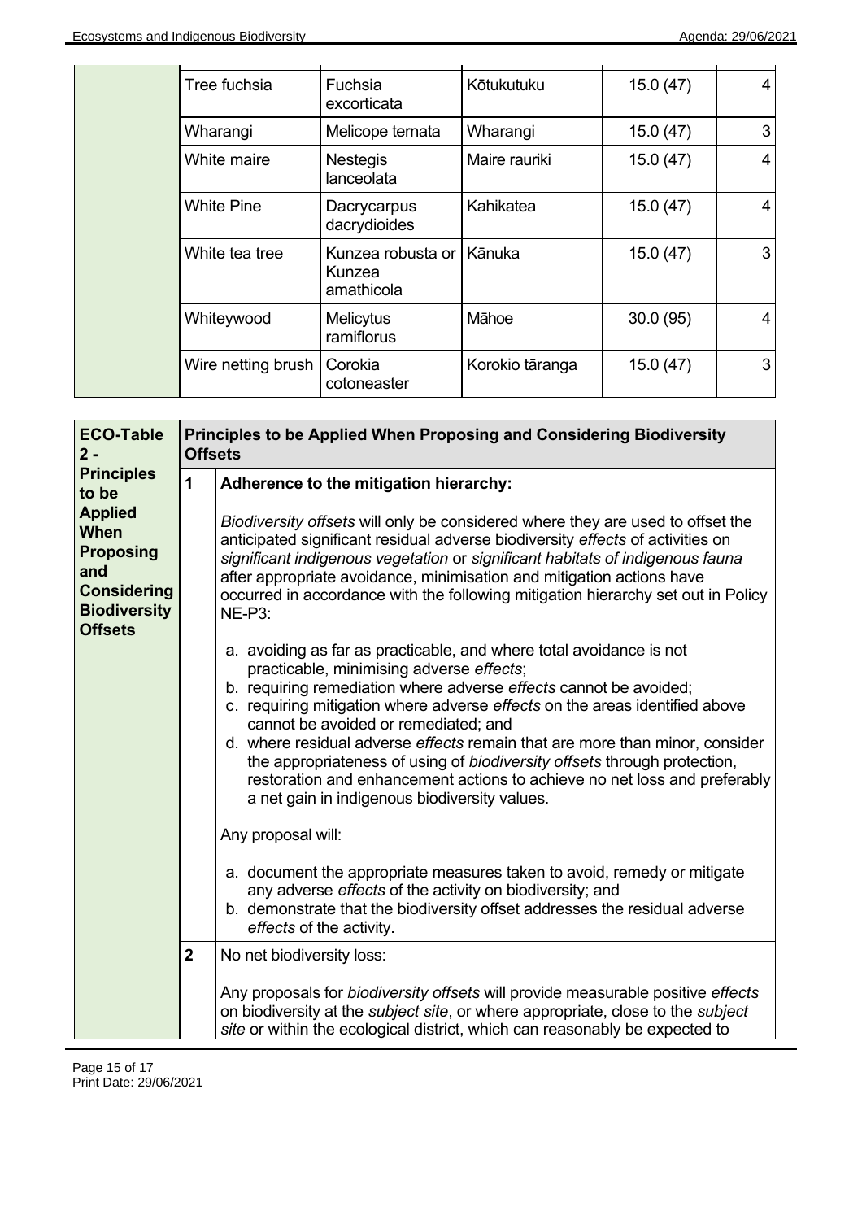| | Tree fuchsia | Fuchsia excorticata | Kōtukutuku | 15.0 (47) | 4 |
|---|---|---|---|---|---|
| | Wharangi | Melicope ternata | Wharangi | 15.0 (47) | 3 |
| | White maire | Nestegis lanceolata | Maire rauriki | 15.0 (47) | 4 |
| | White Pine | Dacrycarpus dacrydioides | Kahikatea | 15.0 (47) | 4 |
| | White tea tree | Kunzea robusta or Kunzea amathicola | Kānuka | 15.0 (47) | 3 |
| | Whiteywood | Melicytus ramiflorus | Māhoe | 30.0 (95) | 4 |
| | Wire netting brush | Corokia cotoneaster | Korokio tāranga | 15.0 (47) | 3 |

| **ECO-Table 2 - Principles to be Applied When Proposing and Considering Biodiversity Offsets** | **Principles to be Applied When Proposing and Considering Biodiversity Offsets** | |
|---|---|---|
| | **1** | **Adherence to the mitigation hierarchy:**<br><br>*Biodiversity offsets* will only be considered where they are used to offset the anticipated significant residual adverse biodiversity *effects* of activities on *significant indigenous vegetation* or *significant habitats of indigenous fauna* after appropriate avoidance, minimisation and mitigation actions have occurred in accordance with the following mitigation hierarchy set out in Policy NE-P3:<br><br>a. avoiding as far as practicable, and where total avoidance is not practicable, minimising adverse *effects*;<br>b. requiring remediation where adverse *effects* cannot be avoided;<br>c. requiring mitigation where adverse *effects* on the areas identified above cannot be avoided or remediated; and<br>d. where residual adverse *effects* remain that are more than minor, consider the appropriateness of using of *biodiversity offsets* through protection, restoration and enhancement actions to achieve no net loss and preferably a net gain in indigenous biodiversity values.<br><br>Any proposal will:<br><br>a. document the appropriate measures taken to avoid, remedy or mitigate any adverse *effects* of the activity on biodiversity; and<br>b. demonstrate that the biodiversity offset addresses the residual adverse *effects* of the activity. |
| | **2** | No net biodiversity loss:<br><br>Any proposals for *biodiversity offsets* will provide measurable positive *effects* on biodiversity at the *subject site*, or where appropriate, close to the *subject site* or within the ecological district, which can reasonably be expected to |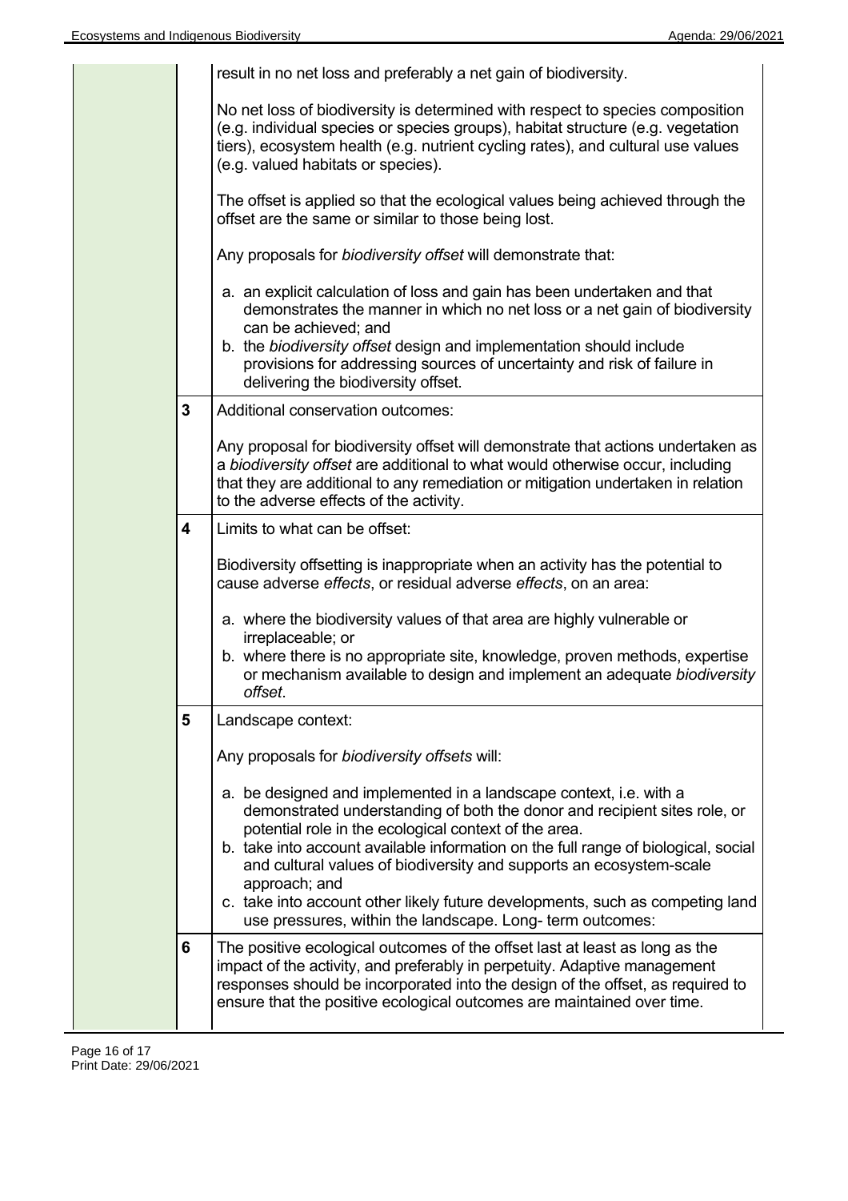| | | |
|---|---|---|
| | | result in no net loss and preferably a net gain of biodiversity.<br><br>No net loss of biodiversity is determined with respect to species composition (e.g. individual species or species groups), habitat structure (e.g. vegetation tiers), ecosystem health (e.g. nutrient cycling rates), and cultural use values (e.g. valued habitats or species).<br><br>The offset is applied so that the ecological values being achieved through the offset are the same or similar to those being lost.<br><br>Any proposals for *biodiversity offset* will demonstrate that:<br><br>a. an explicit calculation of loss and gain has been undertaken and that demonstrates the manner in which no net loss or a net gain of biodiversity can be achieved; and<br>b. the *biodiversity offset* design and implementation should include provisions for addressing sources of uncertainty and risk of failure in delivering the biodiversity offset. |
| | **3** | Additional conservation outcomes:<br><br>Any proposal for biodiversity offset will demonstrate that actions undertaken as a *biodiversity offset* are additional to what would otherwise occur, including that they are additional to any remediation or mitigation undertaken in relation to the adverse effects of the activity. |
| | **4** | Limits to what can be offset:<br><br>Biodiversity offsetting is inappropriate when an activity has the potential to cause adverse *effects*, or residual adverse *effects*, on an area:<br><br>a. where the biodiversity values of that area are highly vulnerable or irreplaceable; or<br>b. where there is no appropriate site, knowledge, proven methods, expertise or mechanism available to design and implement an adequate *biodiversity offset*. |
| | **5** | Landscape context:<br><br>Any proposals for *biodiversity offsets* will:<br><br>a. be designed and implemented in a landscape context, i.e. with a demonstrated understanding of both the donor and recipient sites role, or potential role in the ecological context of the area.<br>b. take into account available information on the full range of biological, social and cultural values of biodiversity and supports an ecosystem-scale approach; and<br>c. take into account other likely future developments, such as competing land use pressures, within the landscape. Long- term outcomes: |
| | **6** | The positive ecological outcomes of the offset last at least as long as the impact of the activity, and preferably in perpetuity. Adaptive management responses should be incorporated into the design of the offset, as required to ensure that the positive ecological outcomes are maintained over time. |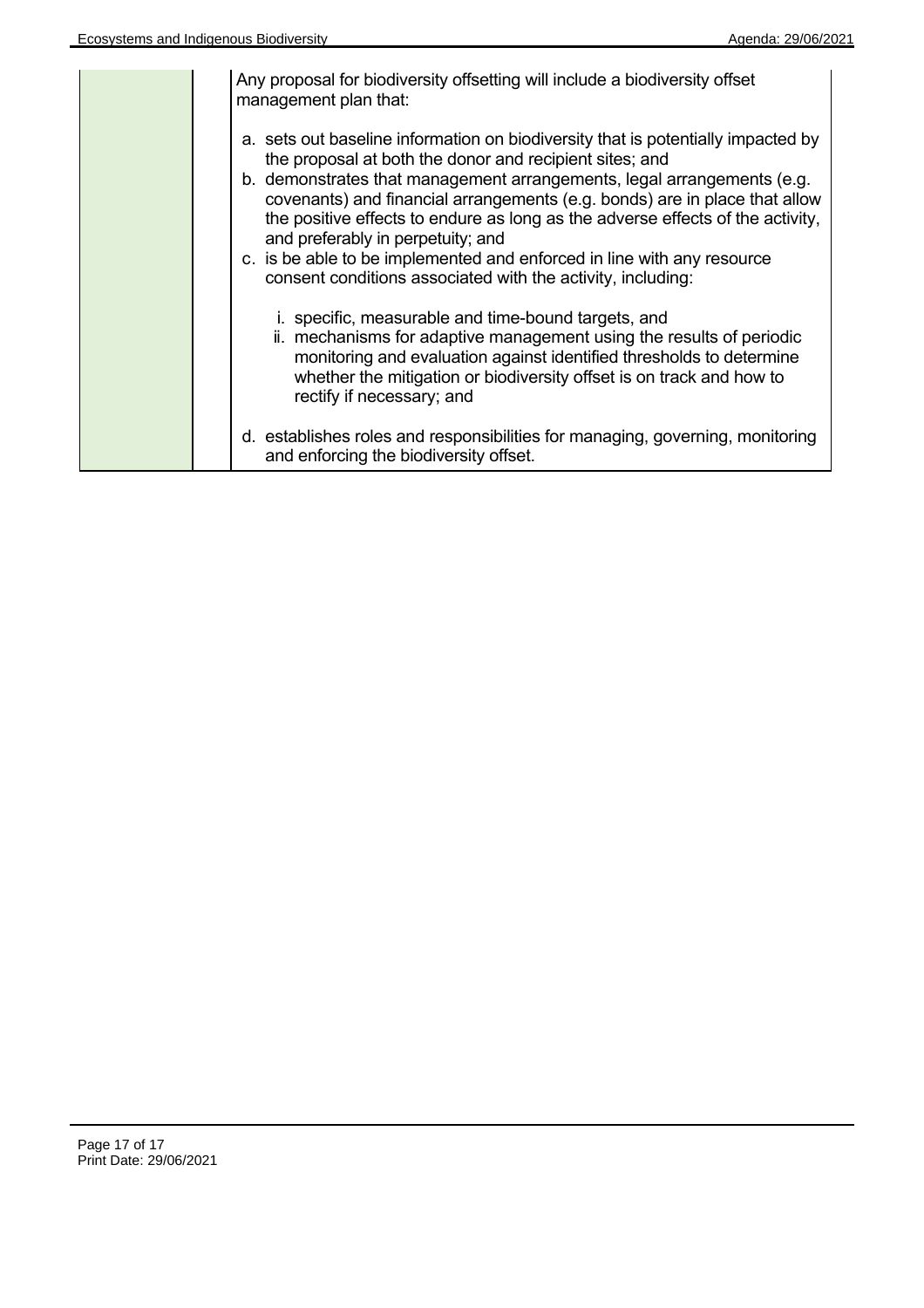| | | |
|---|---|---|
| | | Any proposal for biodiversity offsetting will include a biodiversity offset management plan that:<br><br>a. sets out baseline information on biodiversity that is potentially impacted by the proposal at both the donor and recipient sites; and<br>b. demonstrates that management arrangements, legal arrangements (e.g. covenants) and financial arrangements (e.g. bonds) are in place that allow the positive effects to endure as long as the adverse effects of the activity, and preferably in perpetuity; and<br>c. is be able to be implemented and enforced in line with any resource consent conditions associated with the activity, including:<br><br>i. specific, measurable and time-bound targets, and<br>ii. mechanisms for adaptive management using the results of periodic monitoring and evaluation against identified thresholds to determine whether the mitigation or biodiversity offset is on track and how to rectify if necessary; and<br><br>d. establishes roles and responsibilities for managing, governing, monitoring and enforcing the biodiversity offset. |